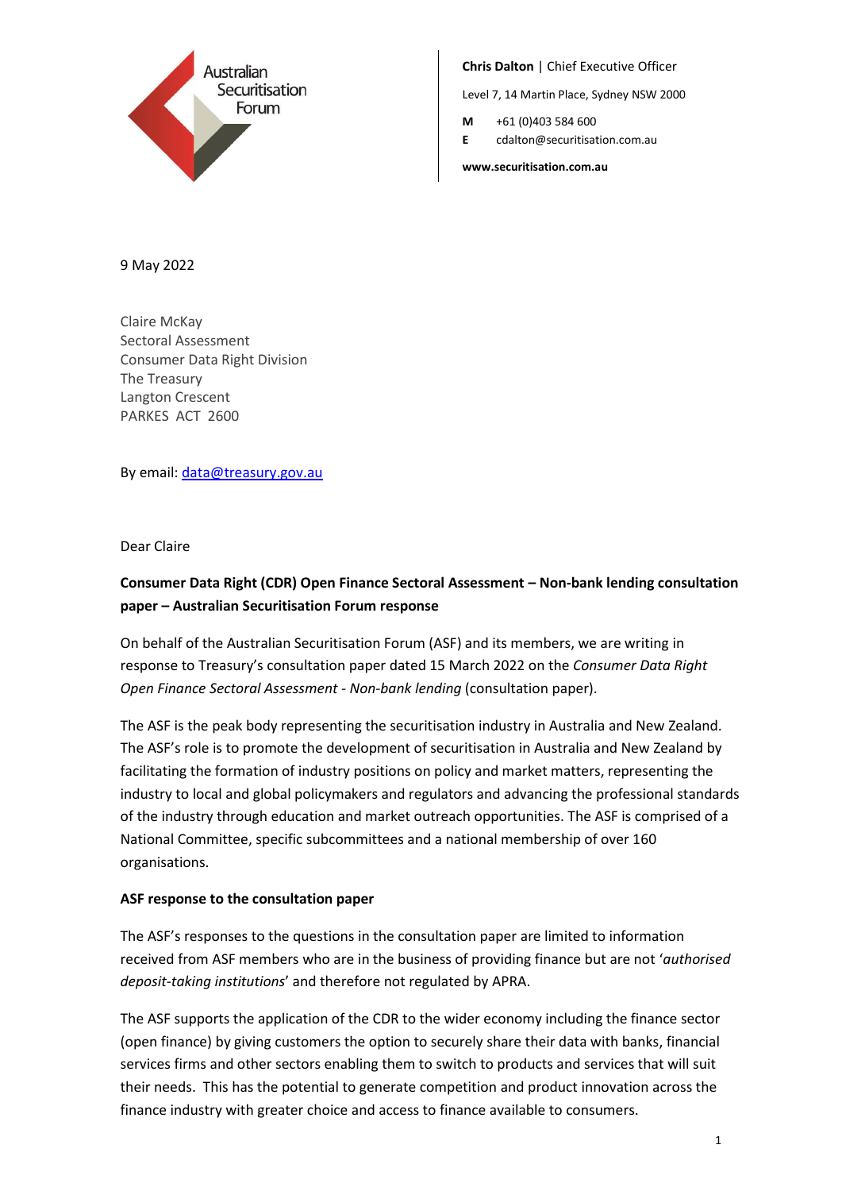Australian Securitisation Forum

**Chris Dalton** | Chief Executive Officer

Level 7, 14 Martin Place, Sydney NSW 2000

**M** +61 (0)403 584 600
**E** cdalton@securitisation.com.au

**www.securitisation.com.au**

9 May 2022

Claire McKay
Sectoral Assessment
Consumer Data Right Division
The Treasury
Langton Crescent
PARKES ACT 2600

By email: data@treasury.gov.au

Dear Claire

**Consumer Data Right (CDR) Open Finance Sectoral Assessment – Non-bank lending consultation paper – Australian Securitisation Forum response**

On behalf of the Australian Securitisation Forum (ASF) and its members, we are writing in response to Treasury's consultation paper dated 15 March 2022 on the *Consumer Data Right Open Finance Sectoral Assessment - Non-bank lending* (consultation paper).

The ASF is the peak body representing the securitisation industry in Australia and New Zealand. The ASF's role is to promote the development of securitisation in Australia and New Zealand by facilitating the formation of industry positions on policy and market matters, representing the industry to local and global policymakers and regulators and advancing the professional standards of the industry through education and market outreach opportunities. The ASF is comprised of a National Committee, specific subcommittees and a national membership of over 160 organisations.

**ASF response to the consultation paper**

The ASF's responses to the questions in the consultation paper are limited to information received from ASF members who are in the business of providing finance but are not '*authorised deposit-taking institutions*' and therefore not regulated by APRA.

The ASF supports the application of the CDR to the wider economy including the finance sector (open finance) by giving customers the option to securely share their data with banks, financial services firms and other sectors enabling them to switch to products and services that will suit their needs. This has the potential to generate competition and product innovation across the finance industry with greater choice and access to finance available to consumers.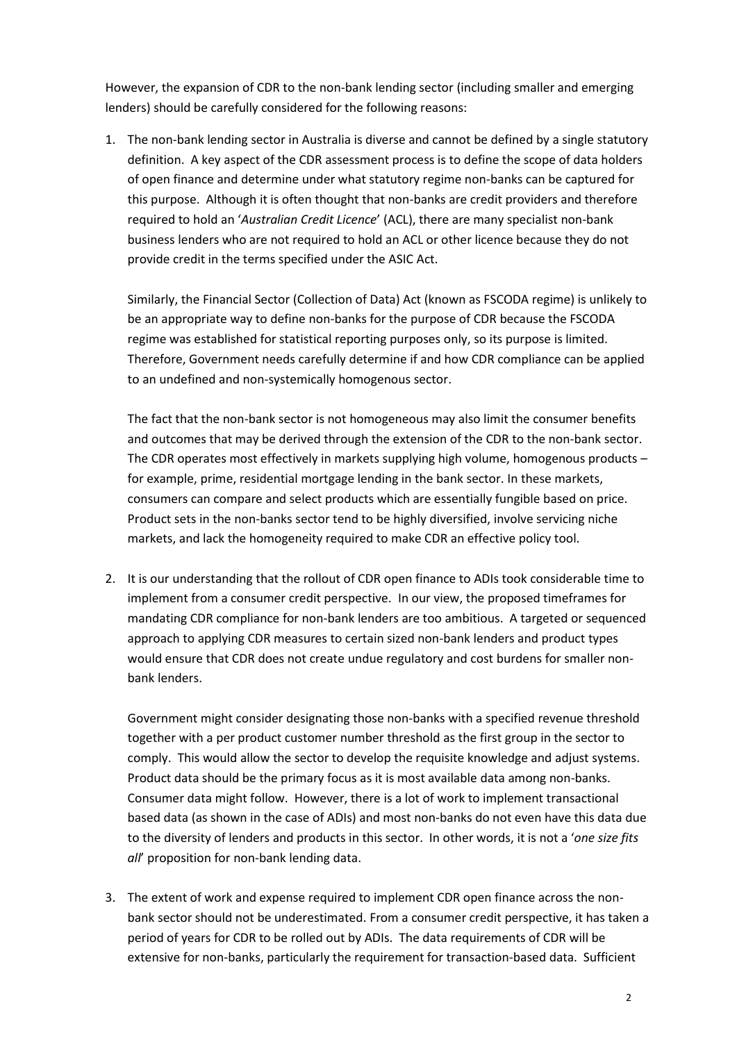However, the expansion of CDR to the non-bank lending sector (including smaller and emerging lenders) should be carefully considered for the following reasons:

1. The non-bank lending sector in Australia is diverse and cannot be defined by a single statutory definition. A key aspect of the CDR assessment process is to define the scope of data holders of open finance and determine under what statutory regime non-banks can be captured for this purpose. Although it is often thought that non-banks are credit providers and therefore required to hold an '*Australian Credit Licence*' (ACL), there are many specialist non-bank business lenders who are not required to hold an ACL or other licence because they do not provide credit in the terms specified under the ASIC Act.

   Similarly, the Financial Sector (Collection of Data) Act (known as FSCODA regime) is unlikely to be an appropriate way to define non-banks for the purpose of CDR because the FSCODA regime was established for statistical reporting purposes only, so its purpose is limited. Therefore, Government needs carefully determine if and how CDR compliance can be applied to an undefined and non-systemically homogenous sector.

   The fact that the non-bank sector is not homogeneous may also limit the consumer benefits and outcomes that may be derived through the extension of the CDR to the non-bank sector. The CDR operates most effectively in markets supplying high volume, homogenous products – for example, prime, residential mortgage lending in the bank sector. In these markets, consumers can compare and select products which are essentially fungible based on price. Product sets in the non-banks sector tend to be highly diversified, involve servicing niche markets, and lack the homogeneity required to make CDR an effective policy tool.

2. It is our understanding that the rollout of CDR open finance to ADIs took considerable time to implement from a consumer credit perspective. In our view, the proposed timeframes for mandating CDR compliance for non-bank lenders are too ambitious. A targeted or sequenced approach to applying CDR measures to certain sized non-bank lenders and product types would ensure that CDR does not create undue regulatory and cost burdens for smaller non-bank lenders.

   Government might consider designating those non-banks with a specified revenue threshold together with a per product customer number threshold as the first group in the sector to comply. This would allow the sector to develop the requisite knowledge and adjust systems. Product data should be the primary focus as it is most available data among non-banks. Consumer data might follow. However, there is a lot of work to implement transactional based data (as shown in the case of ADIs) and most non-banks do not even have this data due to the diversity of lenders and products in this sector. In other words, it is not a '*one size fits all*' proposition for non-bank lending data.

3. The extent of work and expense required to implement CDR open finance across the non-bank sector should not be underestimated. From a consumer credit perspective, it has taken a period of years for CDR to be rolled out by ADIs. The data requirements of CDR will be extensive for non-banks, particularly the requirement for transaction-based data. Sufficient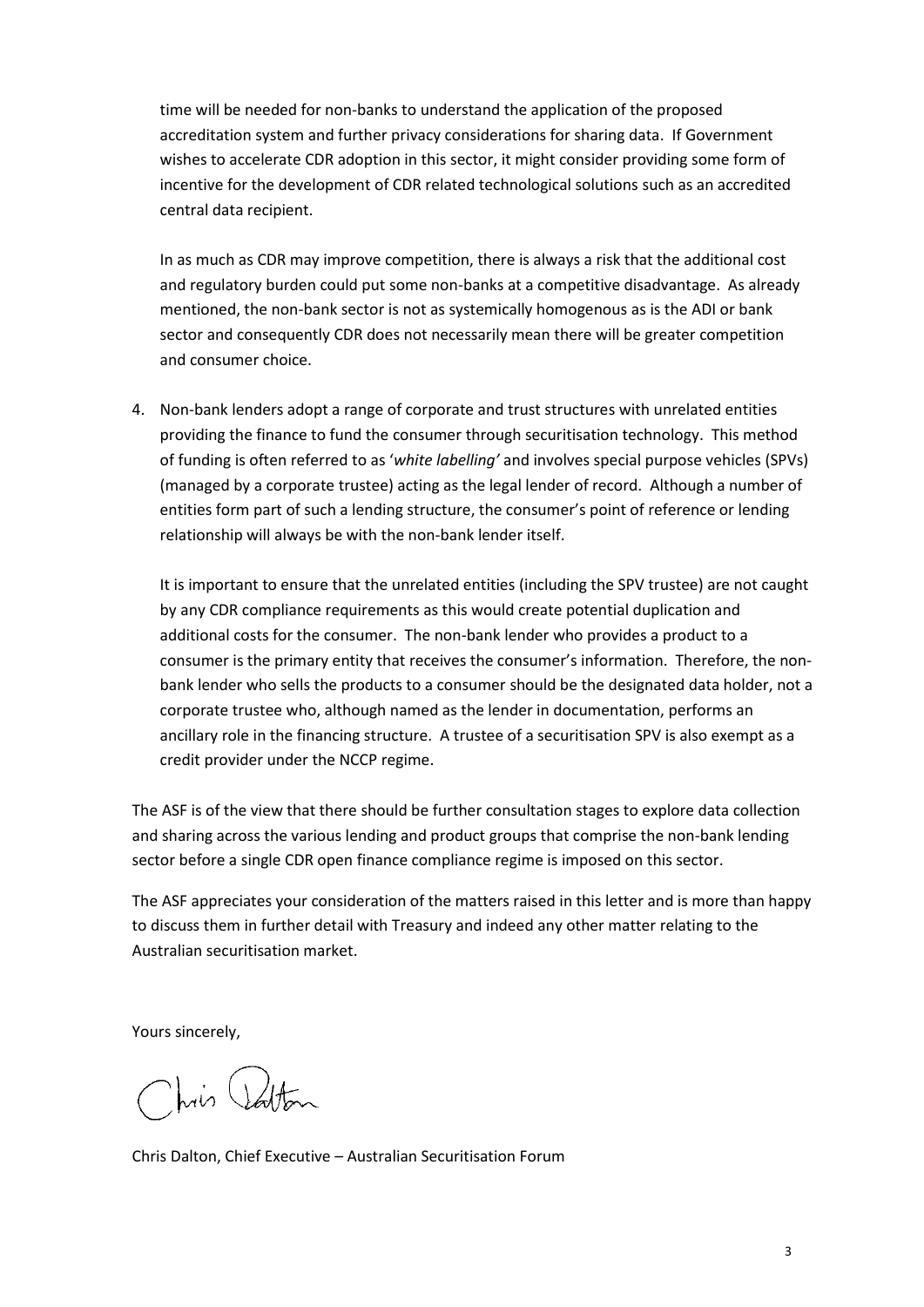time will be needed for non-banks to understand the application of the proposed accreditation system and further privacy considerations for sharing data. If Government wishes to accelerate CDR adoption in this sector, it might consider providing some form of incentive for the development of CDR related technological solutions such as an accredited central data recipient.

In as much as CDR may improve competition, there is always a risk that the additional cost and regulatory burden could put some non-banks at a competitive disadvantage. As already mentioned, the non-bank sector is not as systemically homogenous as is the ADI or bank sector and consequently CDR does not necessarily mean there will be greater competition and consumer choice.

4. Non-bank lenders adopt a range of corporate and trust structures with unrelated entities providing the finance to fund the consumer through securitisation technology. This method of funding is often referred to as '*white labelling'* and involves special purpose vehicles (SPVs) (managed by a corporate trustee) acting as the legal lender of record. Although a number of entities form part of such a lending structure, the consumer's point of reference or lending relationship will always be with the non-bank lender itself.

   It is important to ensure that the unrelated entities (including the SPV trustee) are not caught by any CDR compliance requirements as this would create potential duplication and additional costs for the consumer. The non-bank lender who provides a product to a consumer is the primary entity that receives the consumer's information. Therefore, the non-bank lender who sells the products to a consumer should be the designated data holder, not a corporate trustee who, although named as the lender in documentation, performs an ancillary role in the financing structure. A trustee of a securitisation SPV is also exempt as a credit provider under the NCCP regime.

The ASF is of the view that there should be further consultation stages to explore data collection and sharing across the various lending and product groups that comprise the non-bank lending sector before a single CDR open finance compliance regime is imposed on this sector.

The ASF appreciates your consideration of the matters raised in this letter and is more than happy to discuss them in further detail with Treasury and indeed any other matter relating to the Australian securitisation market.

Yours sincerely,

Chris Dalton

Chris Dalton, Chief Executive – Australian Securitisation Forum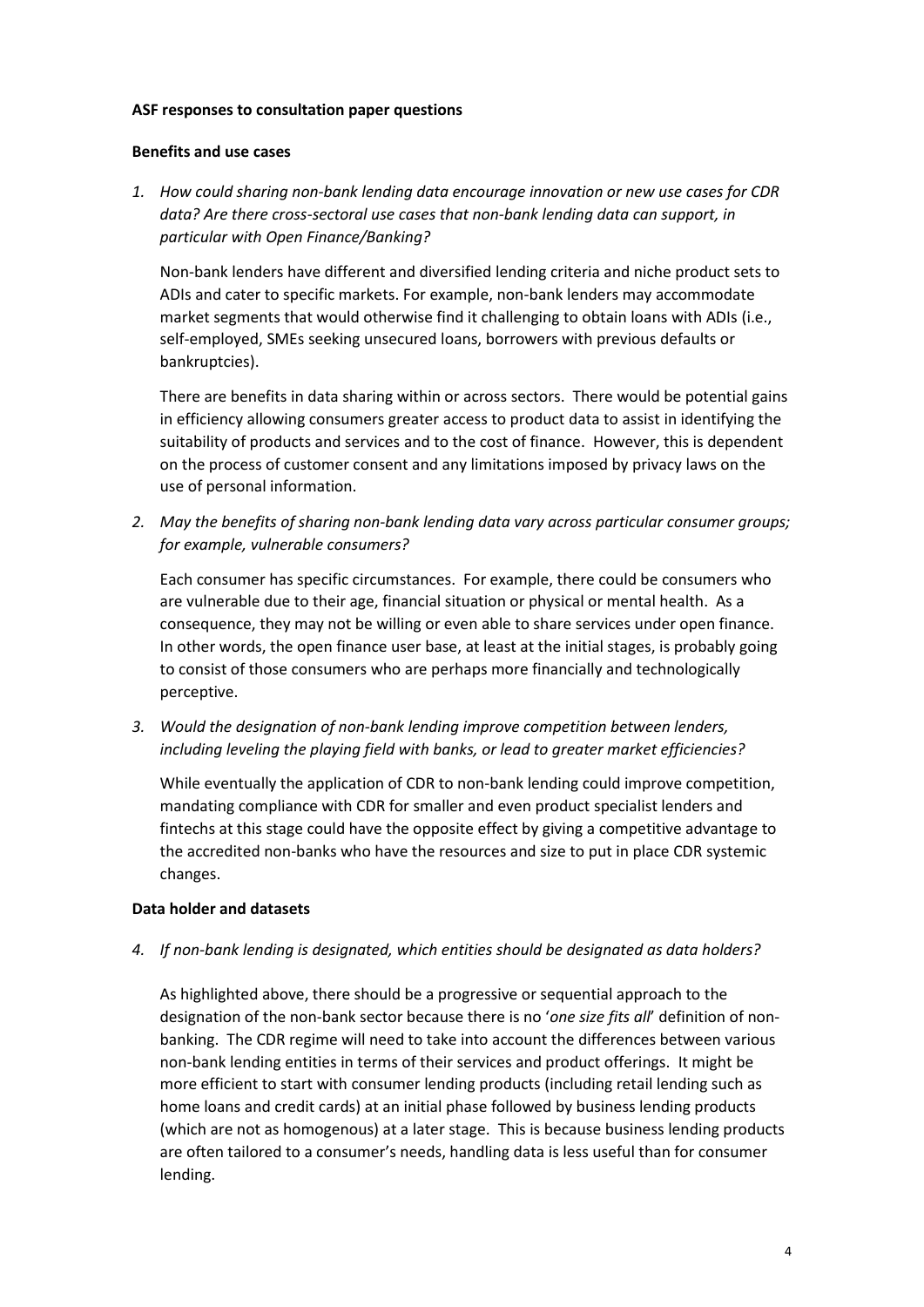**ASF responses to consultation paper questions**

**Benefits and use cases**

1. *How could sharing non-bank lending data encourage innovation or new use cases for CDR data? Are there cross-sectoral use cases that non-bank lending data can support, in particular with Open Finance/Banking?*

   Non-bank lenders have different and diversified lending criteria and niche product sets to ADIs and cater to specific markets. For example, non-bank lenders may accommodate market segments that would otherwise find it challenging to obtain loans with ADIs (i.e., self-employed, SMEs seeking unsecured loans, borrowers with previous defaults or bankruptcies).

   There are benefits in data sharing within or across sectors. There would be potential gains in efficiency allowing consumers greater access to product data to assist in identifying the suitability of products and services and to the cost of finance. However, this is dependent on the process of customer consent and any limitations imposed by privacy laws on the use of personal information.

2. *May the benefits of sharing non-bank lending data vary across particular consumer groups; for example, vulnerable consumers?*

   Each consumer has specific circumstances. For example, there could be consumers who are vulnerable due to their age, financial situation or physical or mental health. As a consequence, they may not be willing or even able to share services under open finance. In other words, the open finance user base, at least at the initial stages, is probably going to consist of those consumers who are perhaps more financially and technologically perceptive.

3. *Would the designation of non-bank lending improve competition between lenders, including leveling the playing field with banks, or lead to greater market efficiencies?*

   While eventually the application of CDR to non-bank lending could improve competition, mandating compliance with CDR for smaller and even product specialist lenders and fintechs at this stage could have the opposite effect by giving a competitive advantage to the accredited non-banks who have the resources and size to put in place CDR systemic changes.

**Data holder and datasets**

4. *If non-bank lending is designated, which entities should be designated as data holders?*

   As highlighted above, there should be a progressive or sequential approach to the designation of the non-bank sector because there is no '*one size fits all*' definition of non-banking. The CDR regime will need to take into account the differences between various non-bank lending entities in terms of their services and product offerings. It might be more efficient to start with consumer lending products (including retail lending such as home loans and credit cards) at an initial phase followed by business lending products (which are not as homogenous) at a later stage. This is because business lending products are often tailored to a consumer's needs, handling data is less useful than for consumer lending.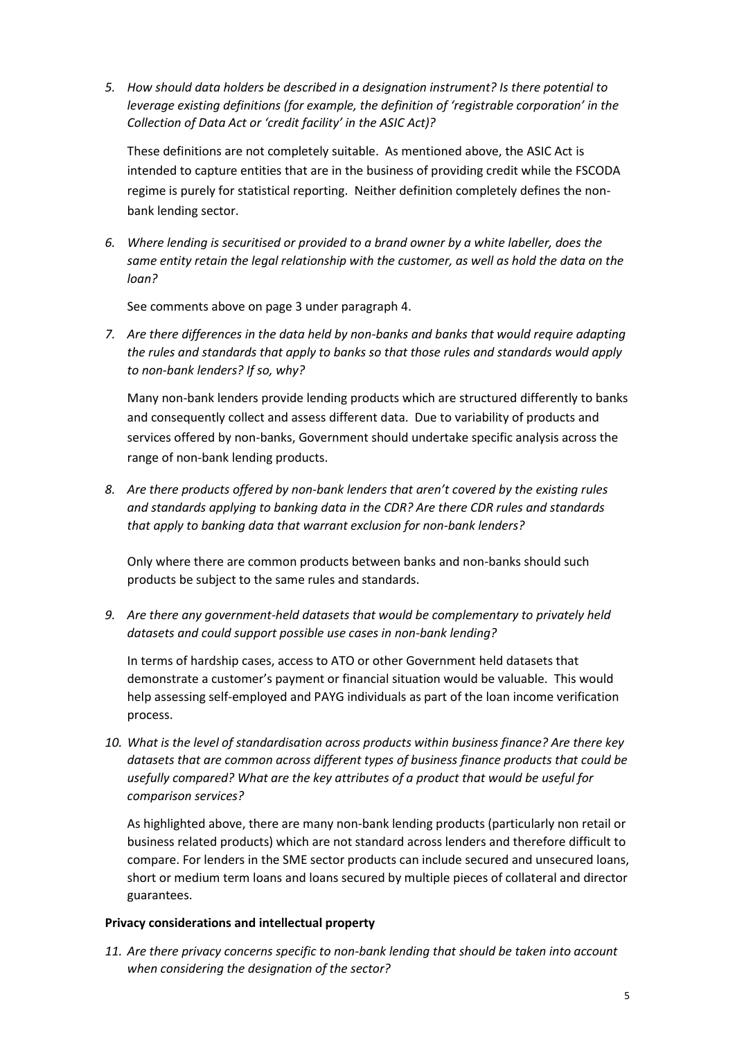5. *How should data holders be described in a designation instrument? Is there potential to leverage existing definitions (for example, the definition of 'registrable corporation' in the Collection of Data Act or 'credit facility' in the ASIC Act)?*

   These definitions are not completely suitable. As mentioned above, the ASIC Act is intended to capture entities that are in the business of providing credit while the FSCODA regime is purely for statistical reporting. Neither definition completely defines the non-bank lending sector.

6. *Where lending is securitised or provided to a brand owner by a white labeller, does the same entity retain the legal relationship with the customer, as well as hold the data on the loan?*

   See comments above on page 3 under paragraph 4.

7. *Are there differences in the data held by non-banks and banks that would require adapting the rules and standards that apply to banks so that those rules and standards would apply to non-bank lenders? If so, why?*

   Many non-bank lenders provide lending products which are structured differently to banks and consequently collect and assess different data. Due to variability of products and services offered by non-banks, Government should undertake specific analysis across the range of non-bank lending products.

8. *Are there products offered by non-bank lenders that aren't covered by the existing rules and standards applying to banking data in the CDR? Are there CDR rules and standards that apply to banking data that warrant exclusion for non-bank lenders?*

   Only where there are common products between banks and non-banks should such products be subject to the same rules and standards.

9. *Are there any government-held datasets that would be complementary to privately held datasets and could support possible use cases in non-bank lending?*

   In terms of hardship cases, access to ATO or other Government held datasets that demonstrate a customer's payment or financial situation would be valuable. This would help assessing self-employed and PAYG individuals as part of the loan income verification process.

10. *What is the level of standardisation across products within business finance? Are there key datasets that are common across different types of business finance products that could be usefully compared? What are the key attributes of a product that would be useful for comparison services?*

    As highlighted above, there are many non-bank lending products (particularly non retail or business related products) which are not standard across lenders and therefore difficult to compare. For lenders in the SME sector products can include secured and unsecured loans, short or medium term loans and loans secured by multiple pieces of collateral and director guarantees.

**Privacy considerations and intellectual property**

11. *Are there privacy concerns specific to non-bank lending that should be taken into account when considering the designation of the sector?*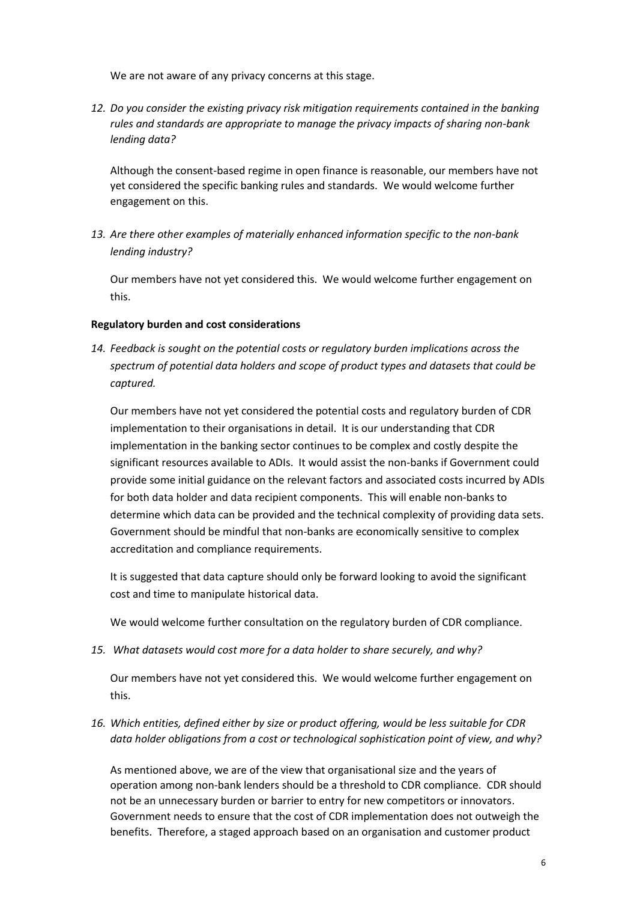We are not aware of any privacy concerns at this stage.

12. *Do you consider the existing privacy risk mitigation requirements contained in the banking rules and standards are appropriate to manage the privacy impacts of sharing non-bank lending data?*

    Although the consent-based regime in open finance is reasonable, our members have not yet considered the specific banking rules and standards. We would welcome further engagement on this.

13. *Are there other examples of materially enhanced information specific to the non-bank lending industry?*

    Our members have not yet considered this. We would welcome further engagement on this.

**Regulatory burden and cost considerations**

14. *Feedback is sought on the potential costs or regulatory burden implications across the spectrum of potential data holders and scope of product types and datasets that could be captured.*

    Our members have not yet considered the potential costs and regulatory burden of CDR implementation to their organisations in detail. It is our understanding that CDR implementation in the banking sector continues to be complex and costly despite the significant resources available to ADIs. It would assist the non-banks if Government could provide some initial guidance on the relevant factors and associated costs incurred by ADIs for both data holder and data recipient components. This will enable non-banks to determine which data can be provided and the technical complexity of providing data sets. Government should be mindful that non-banks are economically sensitive to complex accreditation and compliance requirements.

    It is suggested that data capture should only be forward looking to avoid the significant cost and time to manipulate historical data.

    We would welcome further consultation on the regulatory burden of CDR compliance.

15. *What datasets would cost more for a data holder to share securely, and why?*

    Our members have not yet considered this. We would welcome further engagement on this.

16. *Which entities, defined either by size or product offering, would be less suitable for CDR data holder obligations from a cost or technological sophistication point of view, and why?*

    As mentioned above, we are of the view that organisational size and the years of operation among non-bank lenders should be a threshold to CDR compliance. CDR should not be an unnecessary burden or barrier to entry for new competitors or innovators. Government needs to ensure that the cost of CDR implementation does not outweigh the benefits. Therefore, a staged approach based on an organisation and customer product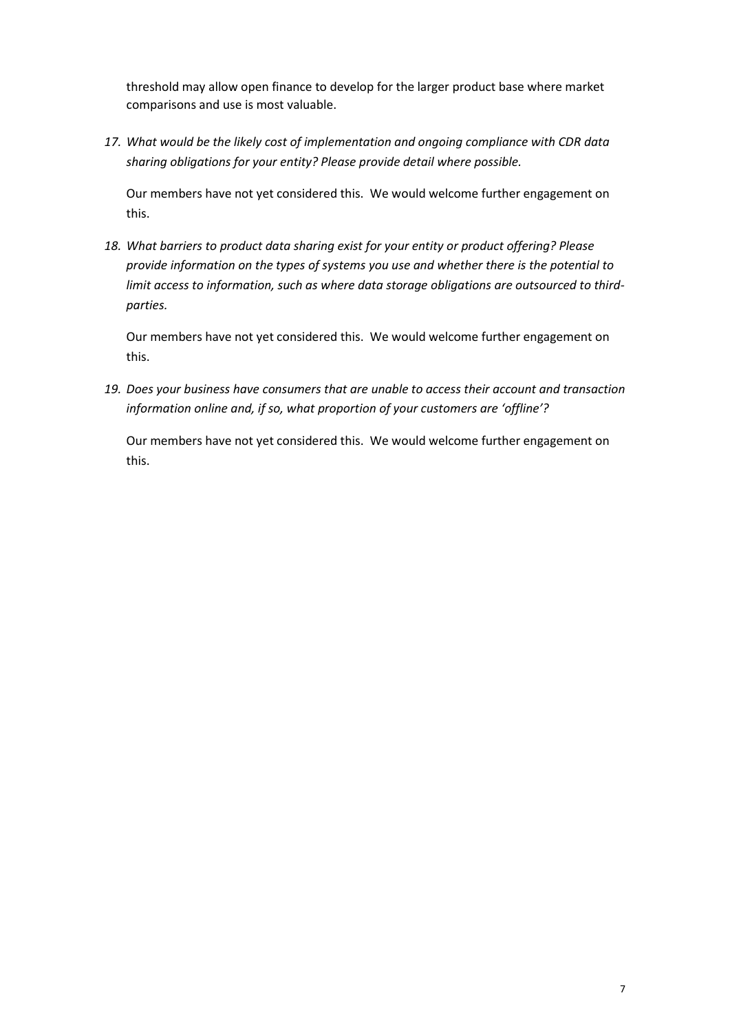threshold may allow open finance to develop for the larger product base where market comparisons and use is most valuable.

17. *What would be the likely cost of implementation and ongoing compliance with CDR data sharing obligations for your entity? Please provide detail where possible.*

    Our members have not yet considered this. We would welcome further engagement on this.

18. *What barriers to product data sharing exist for your entity or product offering? Please provide information on the types of systems you use and whether there is the potential to limit access to information, such as where data storage obligations are outsourced to third-parties.*

    Our members have not yet considered this. We would welcome further engagement on this.

19. *Does your business have consumers that are unable to access their account and transaction information online and, if so, what proportion of your customers are 'offline'?*

    Our members have not yet considered this. We would welcome further engagement on this.